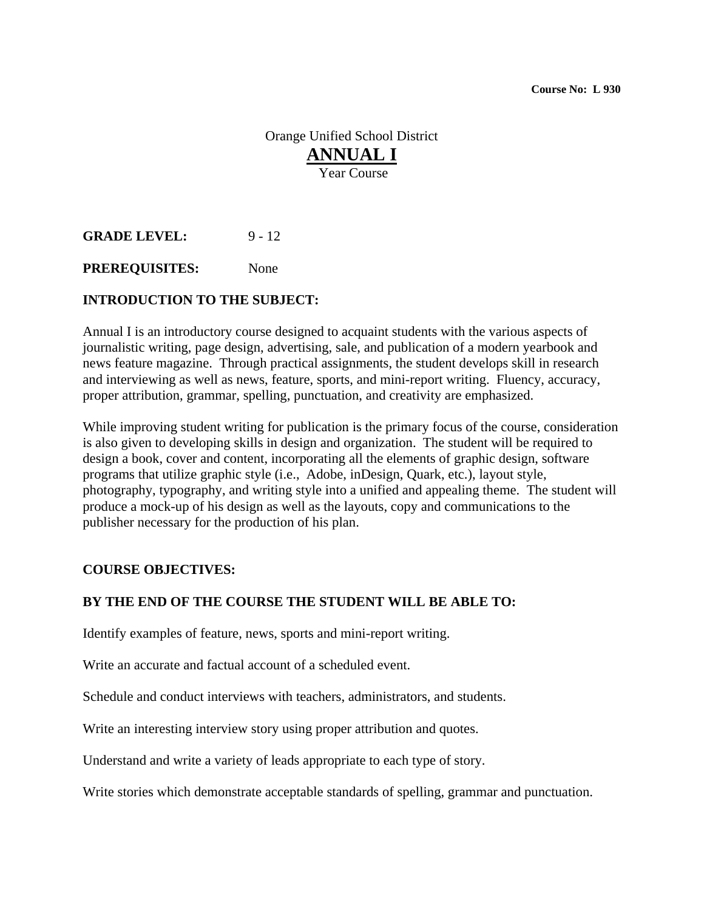**Course No: L 930**

Orange Unified School District

# ANNUAL I

Year Course

**GRADE LEVEL:** 9 - 12

**PREREQUISITES:** None

## INTRODUCTION TO THE SUBJECT:

Annual I is an introductory course designed to acquaint students with the various aspects of journalistic writing, page design, advertising, sale, and publication of a modern yearbook and news feature magazine. Through practical assignments, the student develops skill in research and interviewing as well as news, feature, sports, and mini-report writing. Fluency, accuracy, proper attribution, grammar, spelling, punctuation, and creativity are emphasized.

While improving student writing for publication is the primary focus of the course, consideration is also given to developing skills in design and organization. The student will be required to design a book, cover and content, incorporating all the elements of graphic design, software programs that utilize graphic style (i.e., Adobe, inDesign, Quark, etc.), layout style, photography, typography, and writing style into a unified and appealing theme. The student will produce a mock-up of his design as well as the layouts, copy and communications to the publisher necessary for the production of his plan.

## COURSE OBJECTIVES:

### BY THE END OF THE COURSE THE STUDENT WILL BE ABLE TO:

Identify examples of feature, news, sports and mini-report writing.

Write an accurate and factual account of a scheduled event.

Schedule and conduct interviews with teachers, administrators, and students.

Write an interesting interview story using proper attribution and quotes.

Understand and write a variety of leads appropriate to each type of story.

Write stories which demonstrate acceptable standards of spelling, grammar and punctuation.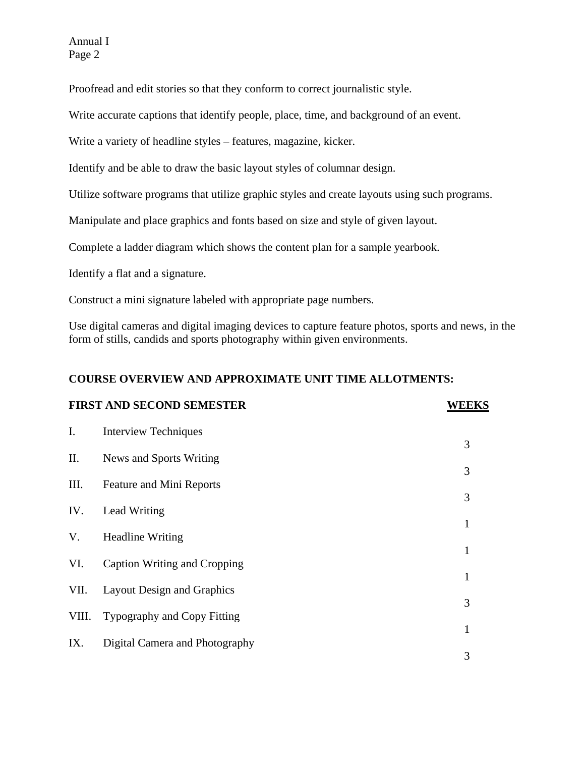Proofread and edit stories so that they conform to correct journalistic style.

Write accurate captions that identify people, place, time, and background of an event.

Write a variety of headline styles – features, magazine, kicker.

Identify and be able to draw the basic layout styles of columnar design.

Utilize software programs that utilize graphic styles and create layouts using such programs.

Manipulate and place graphics and fonts based on size and style of given layout.

Complete a ladder diagram which shows the content plan for a sample yearbook.

Identify a flat and a signature.

Construct a mini signature labeled with appropriate page numbers.

Use digital cameras and digital imaging devices to capture feature photos, sports and news, in the form of stills, candids and sports photography within given environments.

**COURSE OVERVIEW AND APPROXIMATE UNIT TIME ALLOTMENTS:**

| **FIRST AND SECOND SEMESTER** | | **WEEKS** |
|---|---|---|
| I. | Interview Techniques | 3 |
| II. | News and Sports Writing | 3 |
| III. | Feature and Mini Reports | 3 |
| IV. | Lead Writing | 1 |
| V. | Headline Writing | 1 |
| VI. | Caption Writing and Cropping | 1 |
| VII. | Layout Design and Graphics | 3 |
| VIII. | Typography and Copy Fitting | 1 |
| IX. | Digital Camera and Photography | 3 |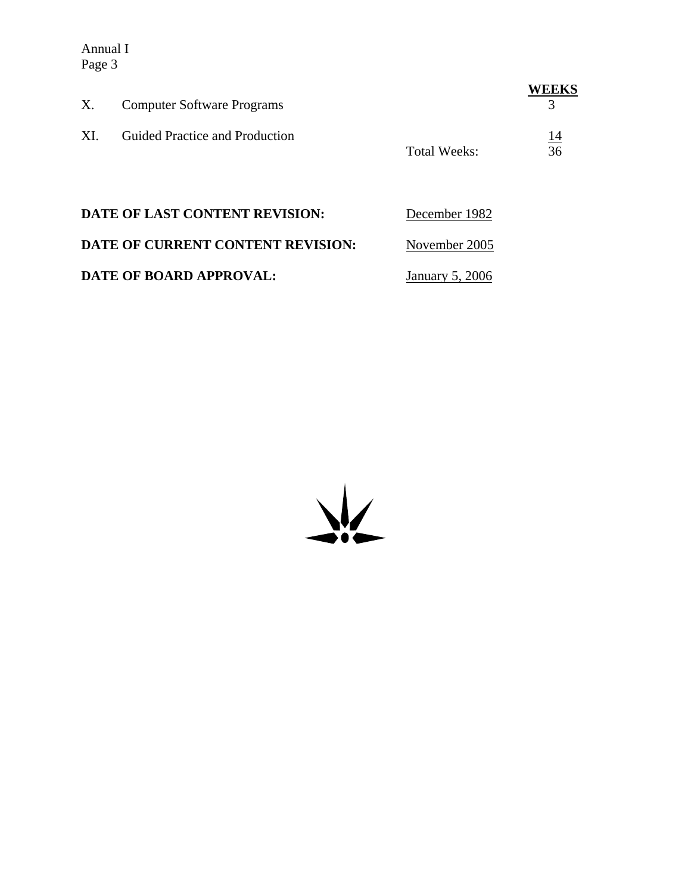| | | | WEEKS |
|---|---|---|---|
| X. | Computer Software Programs | | 3 |
| XI. | Guided Practice and Production | | 14 |
| | | Total Weeks: | 36 |

**DATE OF LAST CONTENT REVISION:** December 1982

**DATE OF CURRENT CONTENT REVISION:** November 2005

**DATE OF BOARD APPROVAL:** January 5, 2006